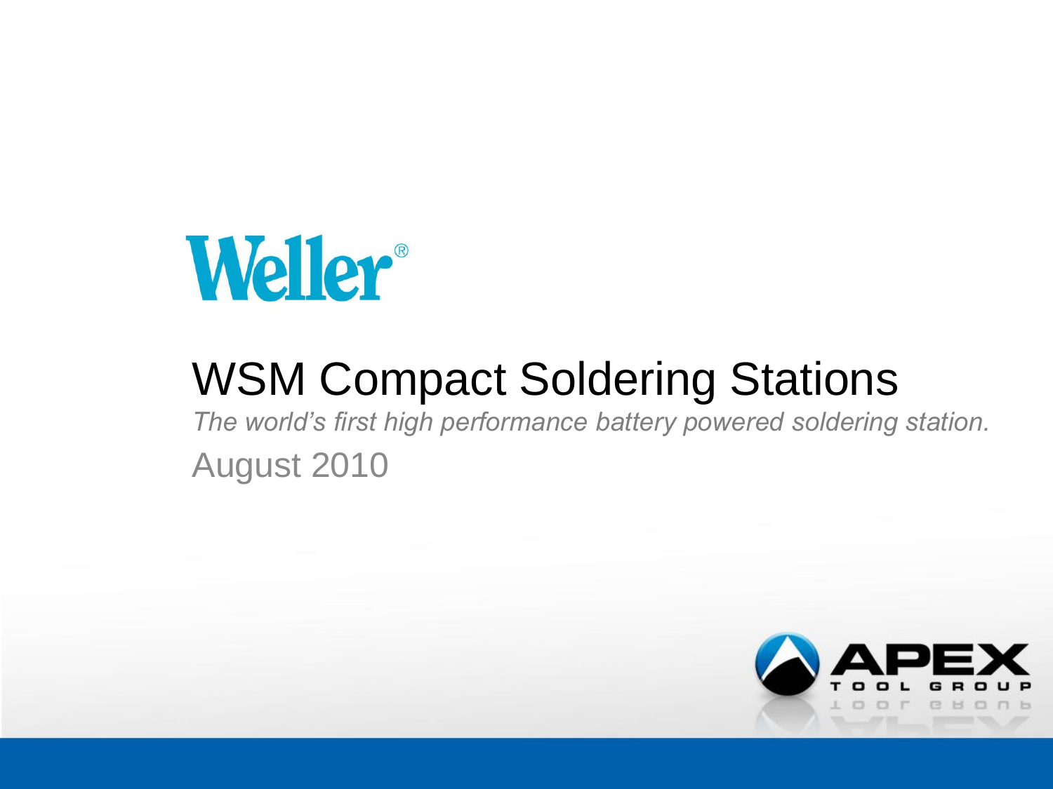Weller®

# WSM Compact Soldering Stations

*The world's first high performance battery powered soldering station.*

August 2010

APEX TOOL GROUP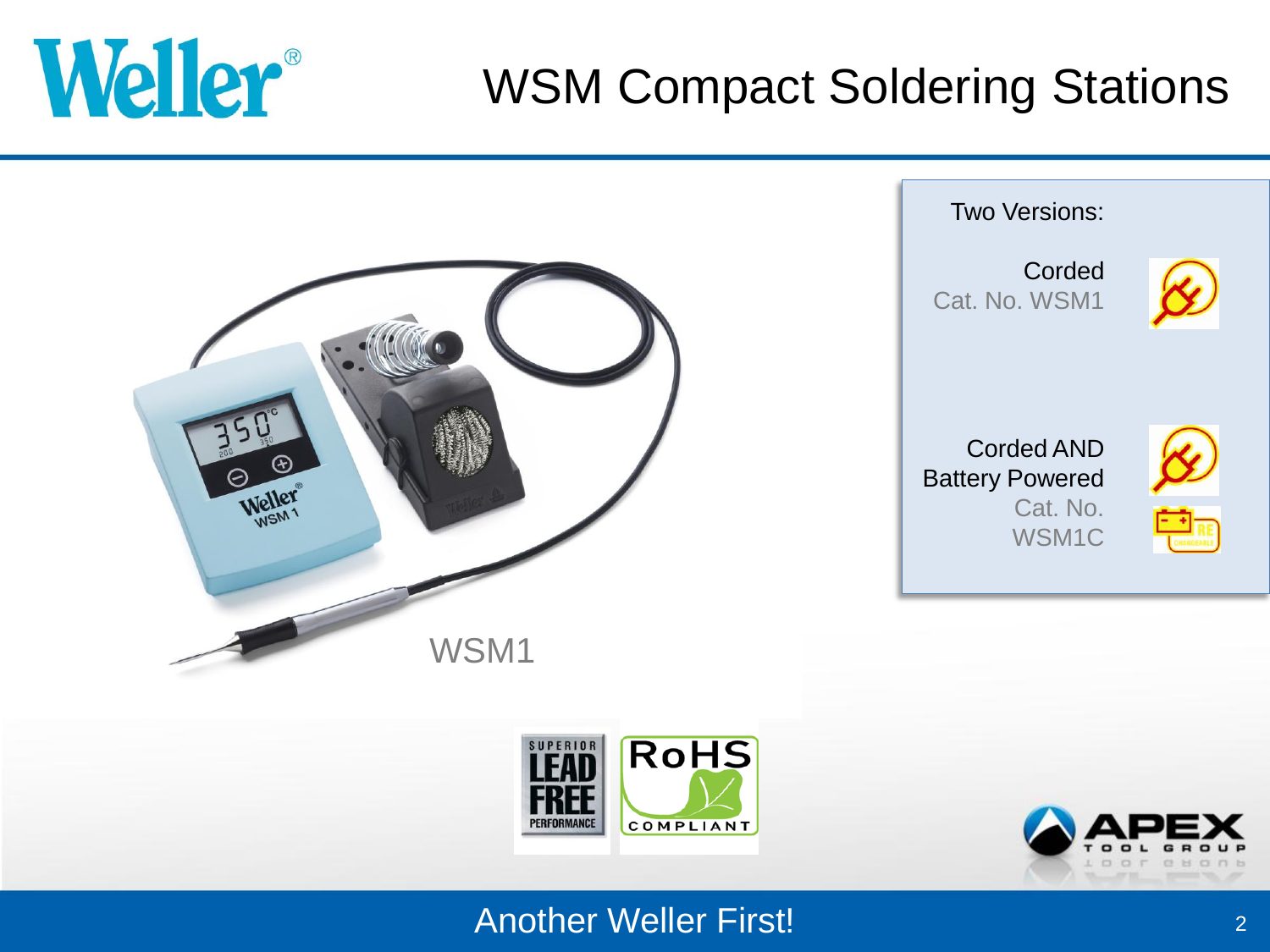# WSM Compact Soldering Stations

Two Versions:

Corded
Cat. No. WSM1

Corded AND
Battery Powered
Cat. No.
WSM1C

WSM1

Another Weller First!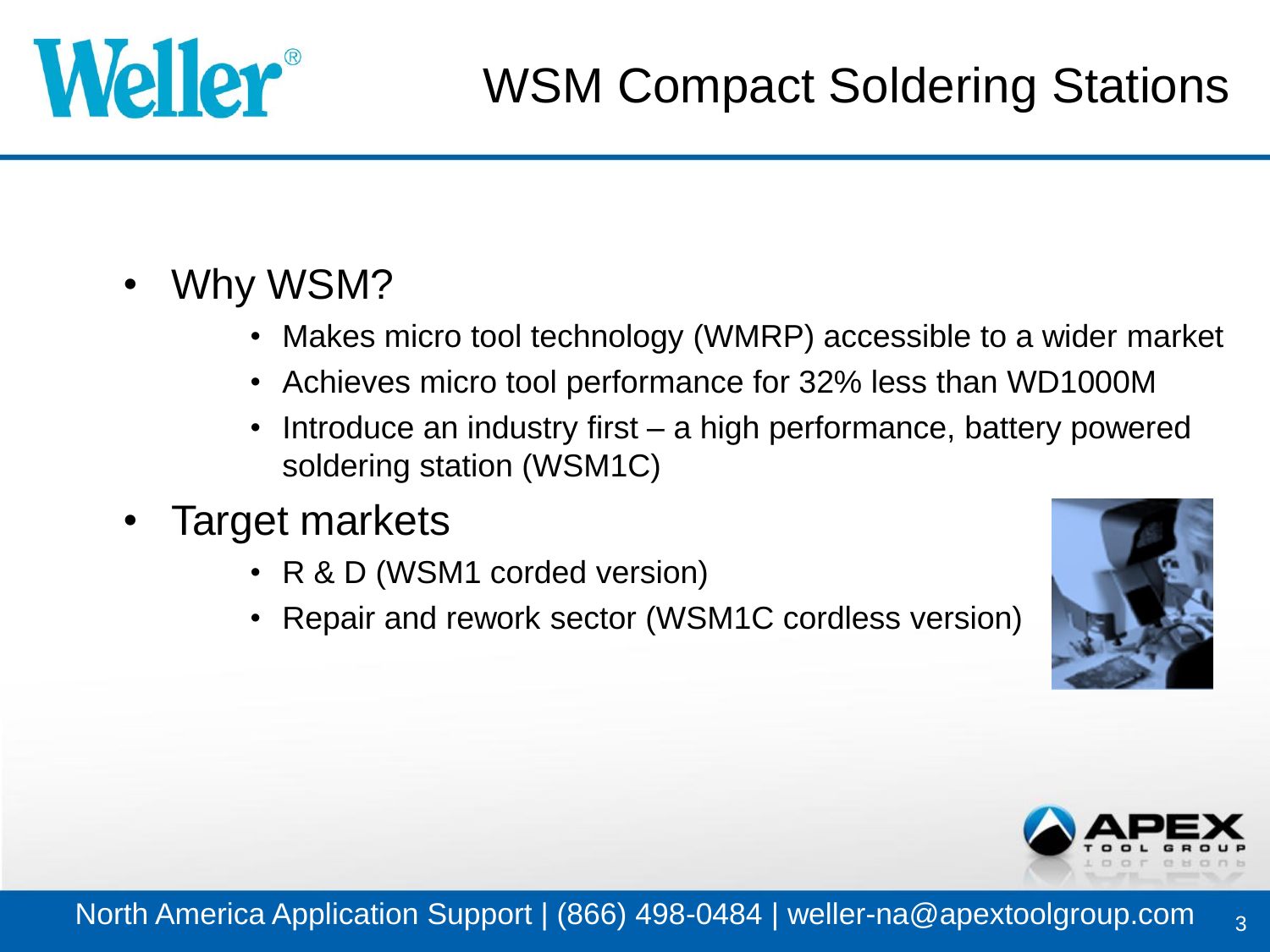# WSM Compact Soldering Stations

- Why WSM?
  - Makes micro tool technology (WMRP) accessible to a wider market
  - Achieves micro tool performance for 32% less than WD1000M
  - Introduce an industry first – a high performance, battery powered soldering station (WSM1C)
- Target markets
  - R & D (WSM1 corded version)
  - Repair and rework sector (WSM1C cordless version)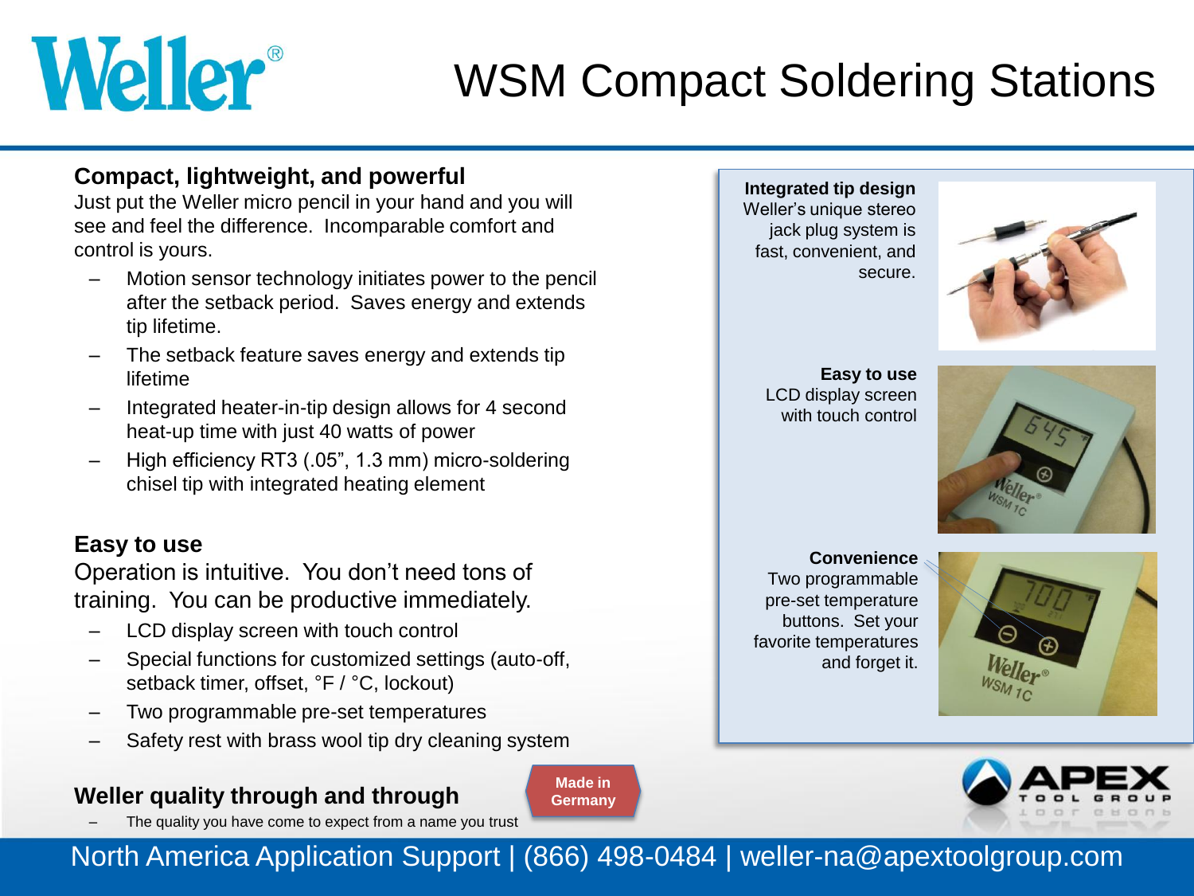# WSM Compact Soldering Stations

## Compact, lightweight, and powerful

Just put the Weller micro pencil in your hand and you will see and feel the difference. Incomparable comfort and control is yours.

- Motion sensor technology initiates power to the pencil after the setback period. Saves energy and extends tip lifetime.
- The setback feature saves energy and extends tip lifetime
- Integrated heater-in-tip design allows for 4 second heat-up time with just 40 watts of power
- High efficiency RT3 (.05", 1.3 mm) micro-soldering chisel tip with integrated heating element

## Easy to use

Operation is intuitive. You don't need tons of training. You can be productive immediately.

- LCD display screen with touch control
- Special functions for customized settings (auto-off, setback timer, offset, °F / °C, lockout)
- Two programmable pre-set temperatures
- Safety rest with brass wool tip dry cleaning system

## Weller quality through and through

- The quality you have come to expect from a name you trust

**Made in Germany**

**Integrated tip design**
Weller's unique stereo jack plug system is fast, convenient, and secure.

**Easy to use**
LCD display screen with touch control

**Convenience**
Two programmable pre-set temperature buttons. Set your favorite temperatures and forget it.

North America Application Support | (866) 498-0484 | weller-na@apextoolgroup.com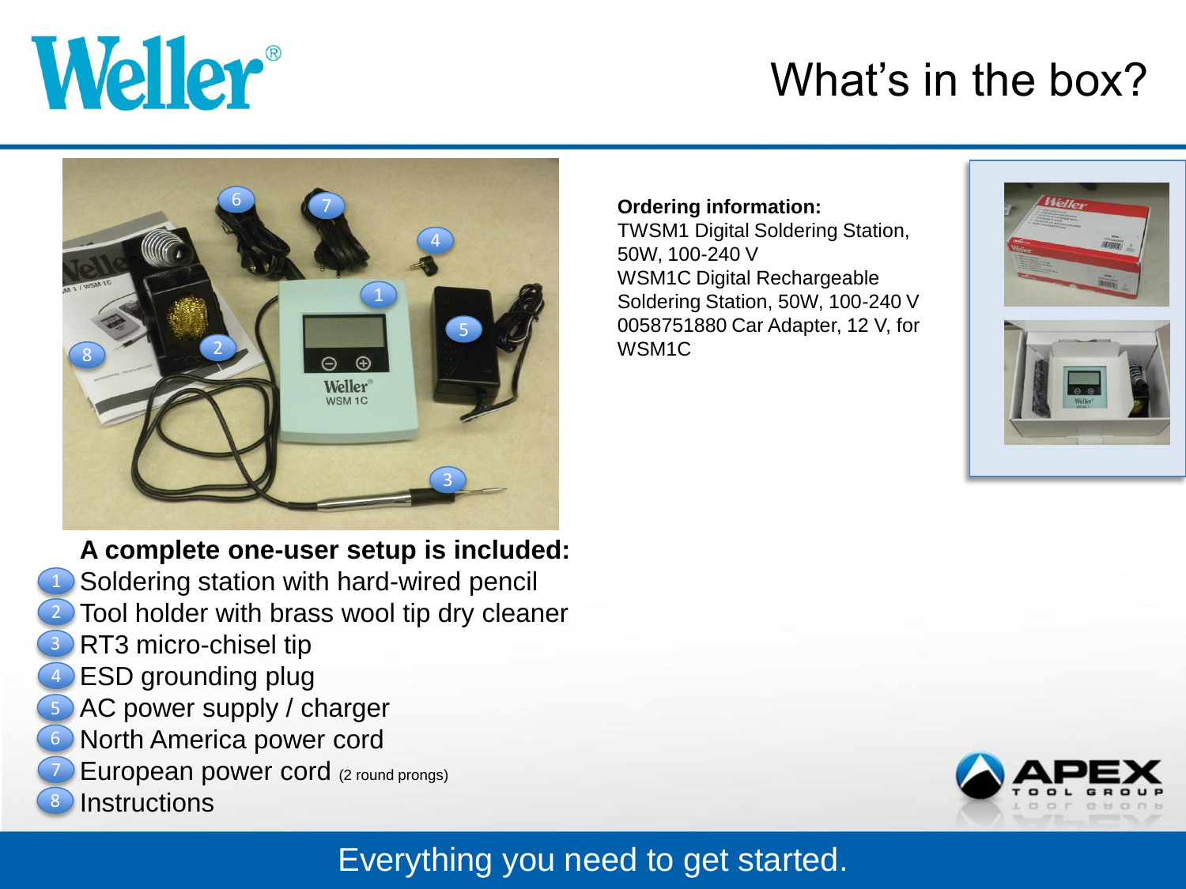# What's in the box?

**Ordering information:**
TWSM1 Digital Soldering Station, 50W, 100-240 V
WSM1C Digital Rechargeable Soldering Station, 50W, 100-240 V
0058751880 Car Adapter, 12 V, for WSM1C

**A complete one-user setup is included:**

1. Soldering station with hard-wired pencil
2. Tool holder with brass wool tip dry cleaner
3. RT3 micro-chisel tip
4. ESD grounding plug
5. AC power supply / charger
6. North America power cord
7. European power cord (2 round prongs)
8. Instructions

Everything you need to get started.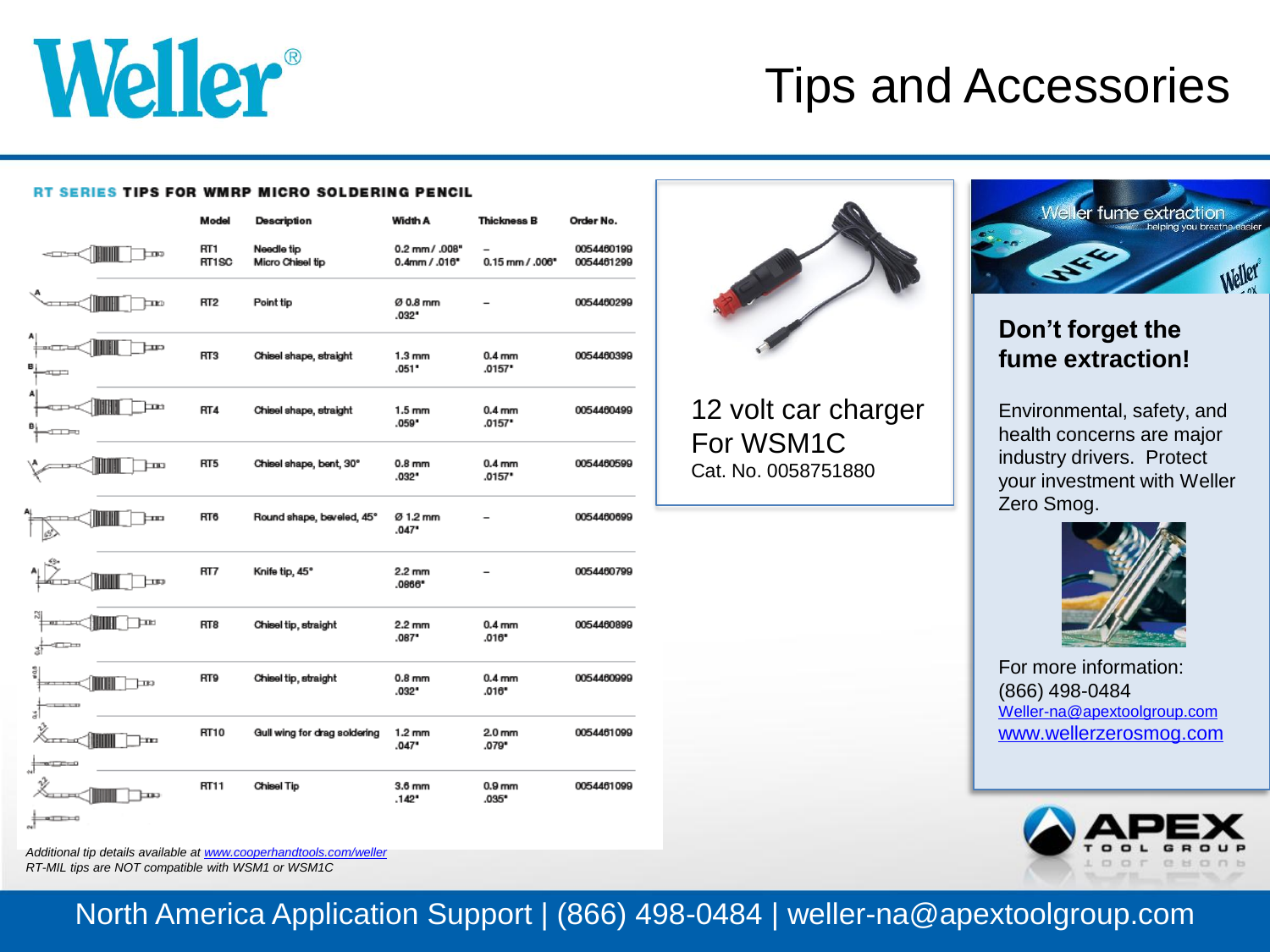# Tips and Accessories

## RT SERIES TIPS FOR WMRP MICRO SOLDERING PENCIL

| Model | Description | Width A | Thickness B | Order No. |
|---|---|---|---|---|
| RT1<br>RT1SC | Needle tip<br>Micro Chisel tip | 0.2 mm / .008"<br>0.4mm / .016" | –<br>0.15 mm / .006" | 0054460199<br>0054461299 |
| RT2 | Point tip | Ø 0.8 mm<br>.032" | – | 0054460299 |
| RT3 | Chisel shape, straight | 1.3 mm<br>.051" | 0.4 mm<br>.0157" | 0054460399 |
| RT4 | Chisel shape, straight | 1.5 mm<br>.059" | 0.4 mm<br>.0157" | 0054460499 |
| RT5 | Chisel shape, bent, 30° | 0.8 mm<br>.032" | 0.4 mm<br>.0157" | 0054460599 |
| RT6 | Round shape, beveled, 45° | Ø 1.2 mm<br>.047" | – | 0054460699 |
| RT7 | Knife tip, 45° | 2.2 mm<br>.0866" | – | 0054460799 |
| RT8 | Chisel tip, straight | 2.2 mm<br>.087" | 0.4 mm<br>.016" | 0054460899 |
| RT9 | Chisel tip, straight | 0.8 mm<br>.032" | 0.4 mm<br>.016" | 0054460999 |
| RT10 | Gull wing for drag soldering | 1.2 mm<br>.047" | 2.0 mm<br>.079" | 0054461099 |
| RT11 | Chisel Tip | 3.6 mm<br>.142" | 0.9 mm<br>.035" | 0054461099 |

*Additional tip details available at www.cooperhandtools.com/weller*
*RT-MIL tips are NOT compatible with WSM1 or WSM1C*

12 volt car charger
For WSM1C
Cat. No. 0058751880

Weller fume extraction
helping you breathe easier

### Don't forget the fume extraction!

Environmental, safety, and health concerns are major industry drivers. Protect your investment with Weller Zero Smog.

For more information:
(866) 498-0484
Weller-na@apextoolgroup.com
www.wellerzerosmog.com

North America Application Support | (866) 498-0484 | weller-na@apextoolgroup.com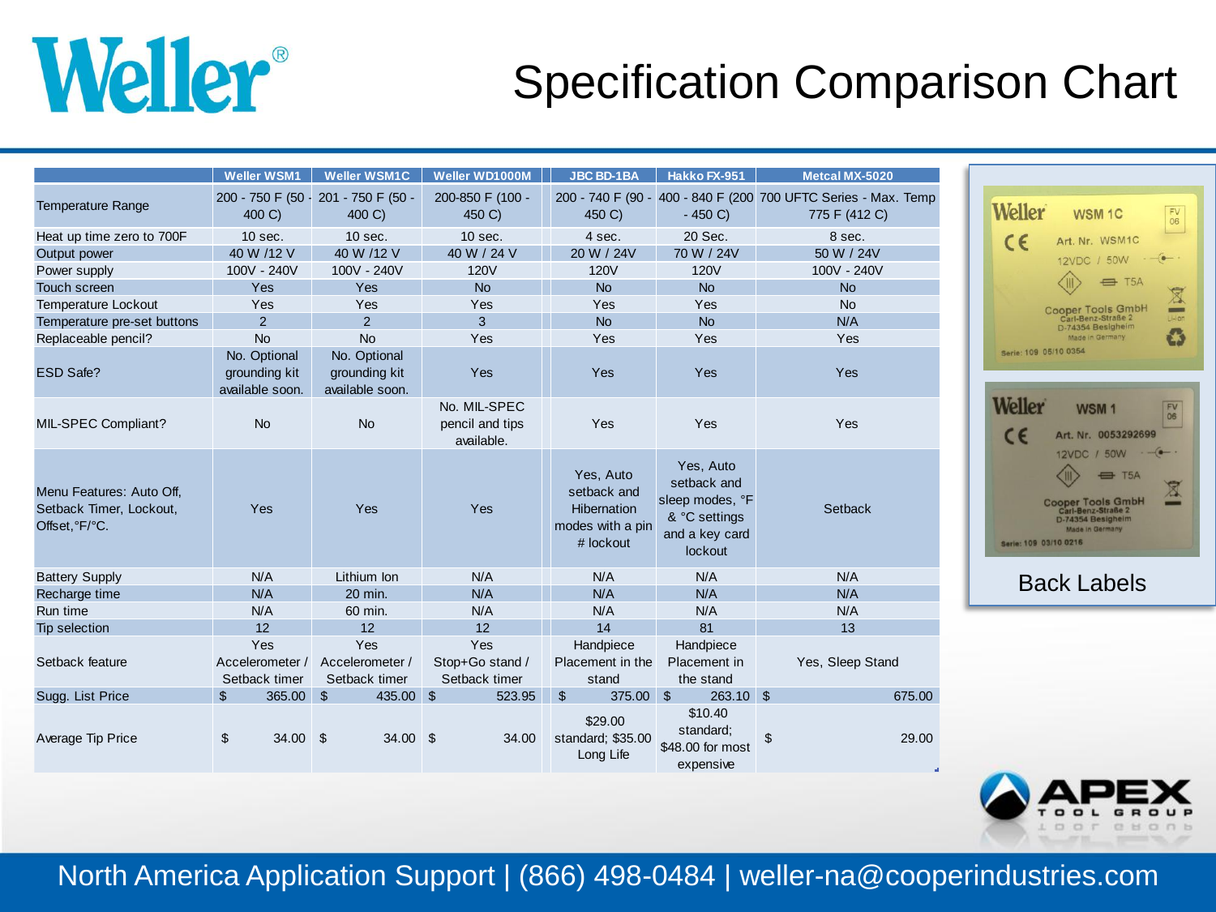# Specification Comparison Chart

| | Weller WSM1 | Weller WSM1C | Weller WD1000M | JBC BD-1BA | Hakko FX-951 | Metcal MX-5020 |
|---|---|---|---|---|---|---|
| Temperature Range | 200 - 750 F (50 - 400 C) | 201 - 750 F (50 - 400 C) | 200-850 F (100 - 450 C) | 200 - 740 F (90 - 450 C) | 400 - 840 F (200 - 450 C) | 700 UFTC Series - Max. Temp 775 F (412 C) |
| Heat up time zero to 700F | 10 sec. | 10 sec. | 10 sec. | 4 sec. | 20 Sec. | 8 sec. |
| Output power | 40 W /12 V | 40 W /12 V | 40 W / 24 V | 20 W / 24V | 70 W / 24V | 50 W / 24V |
| Power supply | 100V - 240V | 100V - 240V | 120V | 120V | 120V | 100V - 240V |
| Touch screen | Yes | Yes | No | No | No | No |
| Temperature Lockout | Yes | Yes | Yes | Yes | Yes | No |
| Temperature pre-set buttons | 2 | 2 | 3 | No | No | N/A |
| Replaceable pencil? | No | No | Yes | Yes | Yes | Yes |
| ESD Safe? | No. Optional grounding kit available soon. | No. Optional grounding kit available soon. | Yes | Yes | Yes | Yes |
| MIL-SPEC Compliant? | No | No | No. MIL-SPEC pencil and tips available. | Yes | Yes | Yes |
| Menu Features: Auto Off, Setback Timer, Lockout, Offset,°F/°C. | Yes | Yes | Yes | Yes, Auto setback and Hibernation modes with a pin # lockout | Yes, Auto setback and sleep modes, °F & °C settings and a key card lockout | Setback |
| Battery Supply | N/A | Lithium Ion | N/A | N/A | N/A | N/A |
| Recharge time | N/A | 20 min. | N/A | N/A | N/A | N/A |
| Run time | N/A | 60 min. | N/A | N/A | N/A | N/A |
| Tip selection | 12 | 12 | 12 | 14 | 81 | 13 |
| Setback feature | Yes Accelerometer / Setback timer | Yes Accelerometer / Setback timer | Yes Stop+Go stand / Setback timer | Handpiece Placement in the stand | Handpiece Placement in the stand | Yes, Sleep Stand |
| Sugg. List Price | $ 365.00 | $ 435.00 | $ 523.95 | $ 375.00 | $ 263.10 | $ 675.00 |
| Average Tip Price | $ 34.00 | $ 34.00 | $ 34.00 | $29.00 standard; $35.00 Long Life | $10.40 standard; $48.00 for most expensive | $ 29.00 |

Back Labels

North America Application Support | (866) 498-0484 | weller-na@cooperindustries.com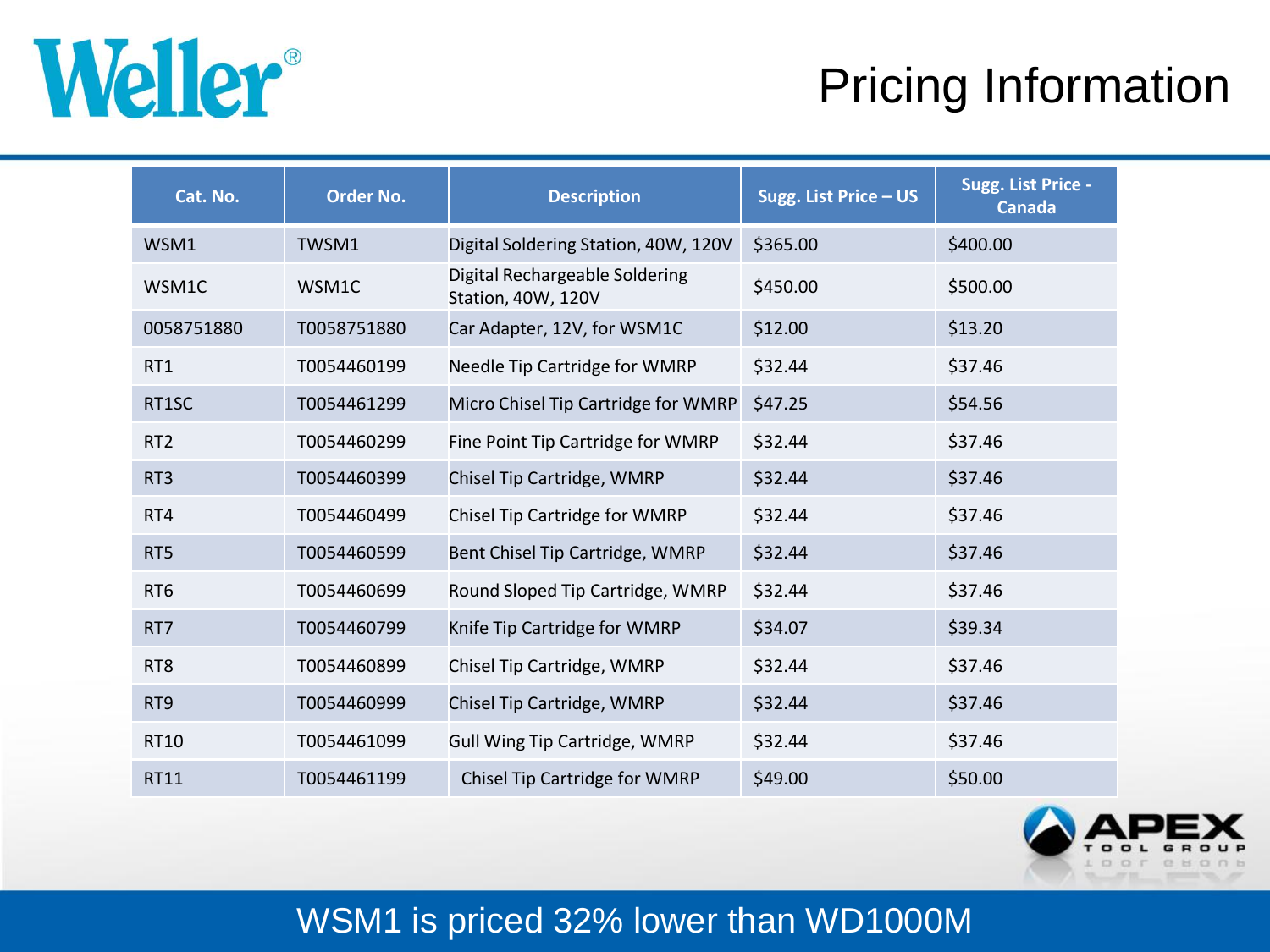# Pricing Information

| Cat. No. | Order No. | Description | Sugg. List Price – US | Sugg. List Price - Canada |
|---|---|---|---|---|
| WSM1 | TWSM1 | Digital Soldering Station, 40W, 120V | $365.00 | $400.00 |
| WSM1C | WSM1C | Digital Rechargeable Soldering Station, 40W, 120V | $450.00 | $500.00 |
| 0058751880 | T0058751880 | Car Adapter, 12V, for WSM1C | $12.00 | $13.20 |
| RT1 | T0054460199 | Needle Tip Cartridge for WMRP | $32.44 | $37.46 |
| RT1SC | T0054461299 | Micro Chisel Tip Cartridge for WMRP | $47.25 | $54.56 |
| RT2 | T0054460299 | Fine Point Tip Cartridge for WMRP | $32.44 | $37.46 |
| RT3 | T0054460399 | Chisel Tip Cartridge, WMRP | $32.44 | $37.46 |
| RT4 | T0054460499 | Chisel Tip Cartridge for WMRP | $32.44 | $37.46 |
| RT5 | T0054460599 | Bent Chisel Tip Cartridge, WMRP | $32.44 | $37.46 |
| RT6 | T0054460699 | Round Sloped Tip Cartridge, WMRP | $32.44 | $37.46 |
| RT7 | T0054460799 | Knife Tip Cartridge for WMRP | $34.07 | $39.34 |
| RT8 | T0054460899 | Chisel Tip Cartridge, WMRP | $32.44 | $37.46 |
| RT9 | T0054460999 | Chisel Tip Cartridge, WMRP | $32.44 | $37.46 |
| RT10 | T0054461099 | Gull Wing Tip Cartridge, WMRP | $32.44 | $37.46 |
| RT11 | T0054461199 | Chisel Tip Cartridge for WMRP | $49.00 | $50.00 |

WSM1 is priced 32% lower than WD1000M